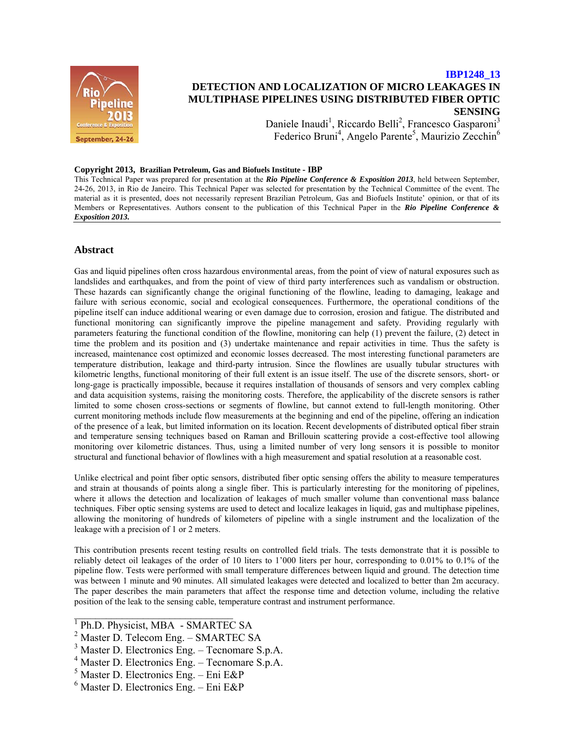**IBP1248_13**

# DETECTION AND LOCALIZATION OF MICRO LEAKAGES IN MULTIPHASE PIPELINES USING DISTRIBUTED FIBER OPTIC SENSING

Daniele Inaudi[1], Riccardo Belli[2], Francesco Gasparoni[3]
Federico Bruni[4], Angelo Parente[5], Maurizio Zecchin[6]

**Copyright 2013, Brazilian Petroleum, Gas and Biofuels Institute - IBP**
This Technical Paper was prepared for presentation at the ***Rio Pipeline Conference & Exposition 2013***, held between September, 24-26, 2013, in Rio de Janeiro. This Technical Paper was selected for presentation by the Technical Committee of the event. The material as it is presented, does not necessarily represent Brazilian Petroleum, Gas and Biofuels Institute' opinion, or that of its Members or Representatives. Authors consent to the publication of this Technical Paper in the ***Rio Pipeline Conference & Exposition 2013.***

## Abstract

Gas and liquid pipelines often cross hazardous environmental areas, from the point of view of natural exposures such as landslides and earthquakes, and from the point of view of third party interferences such as vandalism or obstruction. These hazards can significantly change the original functioning of the flowline, leading to damaging, leakage and failure with serious economic, social and ecological consequences. Furthermore, the operational conditions of the pipeline itself can induce additional wearing or even damage due to corrosion, erosion and fatigue. The distributed and functional monitoring can significantly improve the pipeline management and safety. Providing regularly with parameters featuring the functional condition of the flowline, monitoring can help (1) prevent the failure, (2) detect in time the problem and its position and (3) undertake maintenance and repair activities in time. Thus the safety is increased, maintenance cost optimized and economic losses decreased. The most interesting functional parameters are temperature distribution, leakage and third-party intrusion. Since the flowlines are usually tubular structures with kilometric lengths, functional monitoring of their full extent is an issue itself. The use of the discrete sensors, short- or long-gage is practically impossible, because it requires installation of thousands of sensors and very complex cabling and data acquisition systems, raising the monitoring costs. Therefore, the applicability of the discrete sensors is rather limited to some chosen cross-sections or segments of flowline, but cannot extend to full-length monitoring. Other current monitoring methods include flow measurements at the beginning and end of the pipeline, offering an indication of the presence of a leak, but limited information on its location. Recent developments of distributed optical fiber strain and temperature sensing techniques based on Raman and Brillouin scattering provide a cost-effective tool allowing monitoring over kilometric distances. Thus, using a limited number of very long sensors it is possible to monitor structural and functional behavior of flowlines with a high measurement and spatial resolution at a reasonable cost.

Unlike electrical and point fiber optic sensors, distributed fiber optic sensing offers the ability to measure temperatures and strain at thousands of points along a single fiber. This is particularly interesting for the monitoring of pipelines, where it allows the detection and localization of leakages of much smaller volume than conventional mass balance techniques. Fiber optic sensing systems are used to detect and localize leakages in liquid, gas and multiphase pipelines, allowing the monitoring of hundreds of kilometers of pipeline with a single instrument and the localization of the leakage with a precision of 1 or 2 meters.

This contribution presents recent testing results on controlled field trials. The tests demonstrate that it is possible to reliably detect oil leakages of the order of 10 liters to 1'000 liters per hour, corresponding to 0.01% to 0.1% of the pipeline flow. Tests were performed with small temperature differences between liquid and ground. The detection time was between 1 minute and 90 minutes. All simulated leakages were detected and localized to better than 2m accuracy. The paper describes the main parameters that affect the response time and detection volume, including the relative position of the leak to the sensing cable, temperature contrast and instrument performance.

[1] Ph.D. Physicist, MBA - SMARTEC SA
[2] Master D. Telecom Eng. – SMARTEC SA
[3] Master D. Electronics Eng. – Tecnomare S.p.A.
[4] Master D. Electronics Eng. – Tecnomare S.p.A.
[5] Master D. Electronics Eng. – Eni E&P
[6] Master D. Electronics Eng. – Eni E&P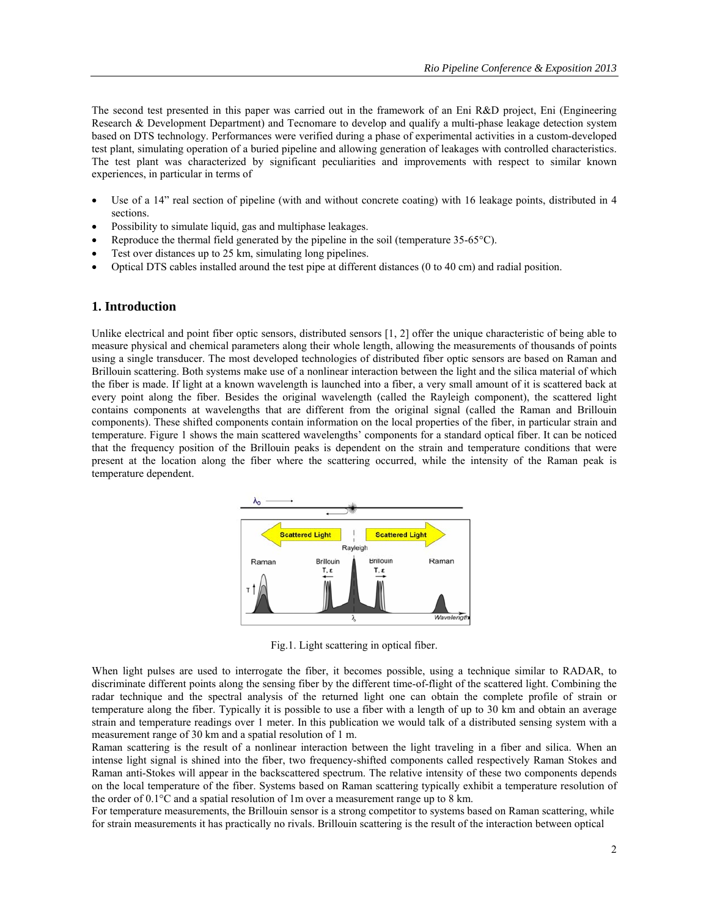The second test presented in this paper was carried out in the framework of an Eni R&D project, Eni (Engineering Research & Development Department) and Tecnomare to develop and qualify a multi-phase leakage detection system based on DTS technology. Performances were verified during a phase of experimental activities in a custom-developed test plant, simulating operation of a buried pipeline and allowing generation of leakages with controlled characteristics. The test plant was characterized by significant peculiarities and improvements with respect to similar known experiences, in particular in terms of

- Use of a 14” real section of pipeline (with and without concrete coating) with 16 leakage points, distributed in 4 sections.
- Possibility to simulate liquid, gas and multiphase leakages.
- Reproduce the thermal field generated by the pipeline in the soil (temperature 35-65°C).
- Test over distances up to 25 km, simulating long pipelines.
- Optical DTS cables installed around the test pipe at different distances (0 to 40 cm) and radial position.

## 1. Introduction

Unlike electrical and point fiber optic sensors, distributed sensors [1, 2] offer the unique characteristic of being able to measure physical and chemical parameters along their whole length, allowing the measurements of thousands of points using a single transducer. The most developed technologies of distributed fiber optic sensors are based on Raman and Brillouin scattering. Both systems make use of a nonlinear interaction between the light and the silica material of which the fiber is made. If light at a known wavelength is launched into a fiber, a very small amount of it is scattered back at every point along the fiber. Besides the original wavelength (called the Rayleigh component), the scattered light contains components at wavelengths that are different from the original signal (called the Raman and Brillouin components). These shifted components contain information on the local properties of the fiber, in particular strain and temperature. Figure 1 shows the main scattered wavelengths’ components for a standard optical fiber. It can be noticed that the frequency position of the Brillouin peaks is dependent on the strain and temperature conditions that were present at the location along the fiber where the scattering occurred, while the intensity of the Raman peak is temperature dependent.

Fig.1. Light scattering in optical fiber.

When light pulses are used to interrogate the fiber, it becomes possible, using a technique similar to RADAR, to discriminate different points along the sensing fiber by the different time-of-flight of the scattered light. Combining the radar technique and the spectral analysis of the returned light one can obtain the complete profile of strain or temperature along the fiber. Typically it is possible to use a fiber with a length of up to 30 km and obtain an average strain and temperature readings over 1 meter. In this publication we would talk of a distributed sensing system with a measurement range of 30 km and a spatial resolution of 1 m.

Raman scattering is the result of a nonlinear interaction between the light traveling in a fiber and silica. When an intense light signal is shined into the fiber, two frequency-shifted components called respectively Raman Stokes and Raman anti-Stokes will appear in the backscattered spectrum. The relative intensity of these two components depends on the local temperature of the fiber. Systems based on Raman scattering typically exhibit a temperature resolution of the order of 0.1°C and a spatial resolution of 1m over a measurement range up to 8 km.

For temperature measurements, the Brillouin sensor is a strong competitor to systems based on Raman scattering, while for strain measurements it has practically no rivals. Brillouin scattering is the result of the interaction between optical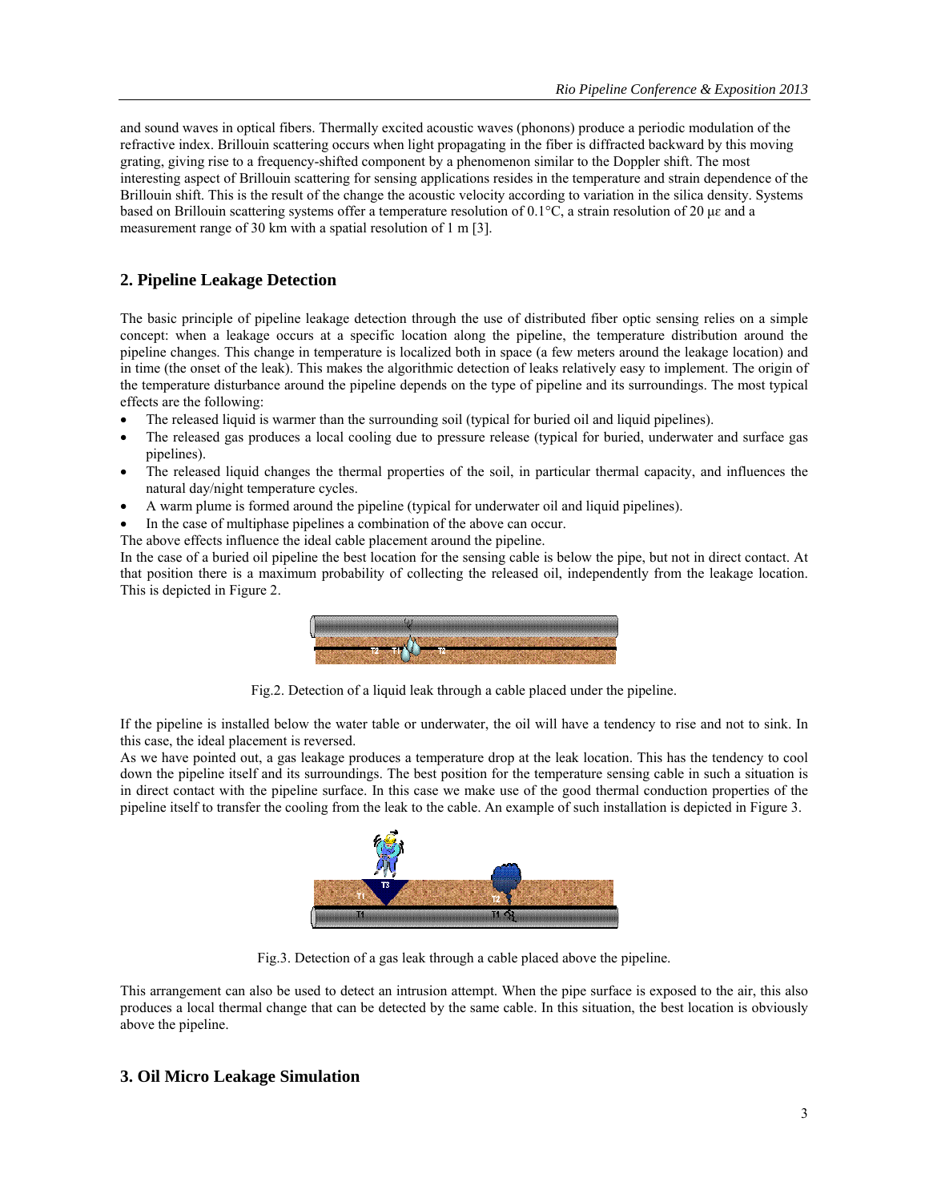and sound waves in optical fibers. Thermally excited acoustic waves (phonons) produce a periodic modulation of the refractive index. Brillouin scattering occurs when light propagating in the fiber is diffracted backward by this moving grating, giving rise to a frequency-shifted component by a phenomenon similar to the Doppler shift. The most interesting aspect of Brillouin scattering for sensing applications resides in the temperature and strain dependence of the Brillouin shift. This is the result of the change the acoustic velocity according to variation in the silica density. Systems based on Brillouin scattering systems offer a temperature resolution of 0.1°C, a strain resolution of 20 με and a measurement range of 30 km with a spatial resolution of 1 m [3].

## 2. Pipeline Leakage Detection

The basic principle of pipeline leakage detection through the use of distributed fiber optic sensing relies on a simple concept: when a leakage occurs at a specific location along the pipeline, the temperature distribution around the pipeline changes. This change in temperature is localized both in space (a few meters around the leakage location) and in time (the onset of the leak). This makes the algorithmic detection of leaks relatively easy to implement. The origin of the temperature disturbance around the pipeline depends on the type of pipeline and its surroundings. The most typical effects are the following:

- The released liquid is warmer than the surrounding soil (typical for buried oil and liquid pipelines).
- The released gas produces a local cooling due to pressure release (typical for buried, underwater and surface gas pipelines).
- The released liquid changes the thermal properties of the soil, in particular thermal capacity, and influences the natural day/night temperature cycles.
- A warm plume is formed around the pipeline (typical for underwater oil and liquid pipelines).
- In the case of multiphase pipelines a combination of the above can occur.

The above effects influence the ideal cable placement around the pipeline.

In the case of a buried oil pipeline the best location for the sensing cable is below the pipe, but not in direct contact. At that position there is a maximum probability of collecting the released oil, independently from the leakage location. This is depicted in Figure 2.

Fig.2. Detection of a liquid leak through a cable placed under the pipeline.

If the pipeline is installed below the water table or underwater, the oil will have a tendency to rise and not to sink. In this case, the ideal placement is reversed.

As we have pointed out, a gas leakage produces a temperature drop at the leak location. This has the tendency to cool down the pipeline itself and its surroundings. The best position for the temperature sensing cable in such a situation is in direct contact with the pipeline surface. In this case we make use of the good thermal conduction properties of the pipeline itself to transfer the cooling from the leak to the cable. An example of such installation is depicted in Figure 3.

Fig.3. Detection of a gas leak through a cable placed above the pipeline.

This arrangement can also be used to detect an intrusion attempt. When the pipe surface is exposed to the air, this also produces a local thermal change that can be detected by the same cable. In this situation, the best location is obviously above the pipeline.

## 3. Oil Micro Leakage Simulation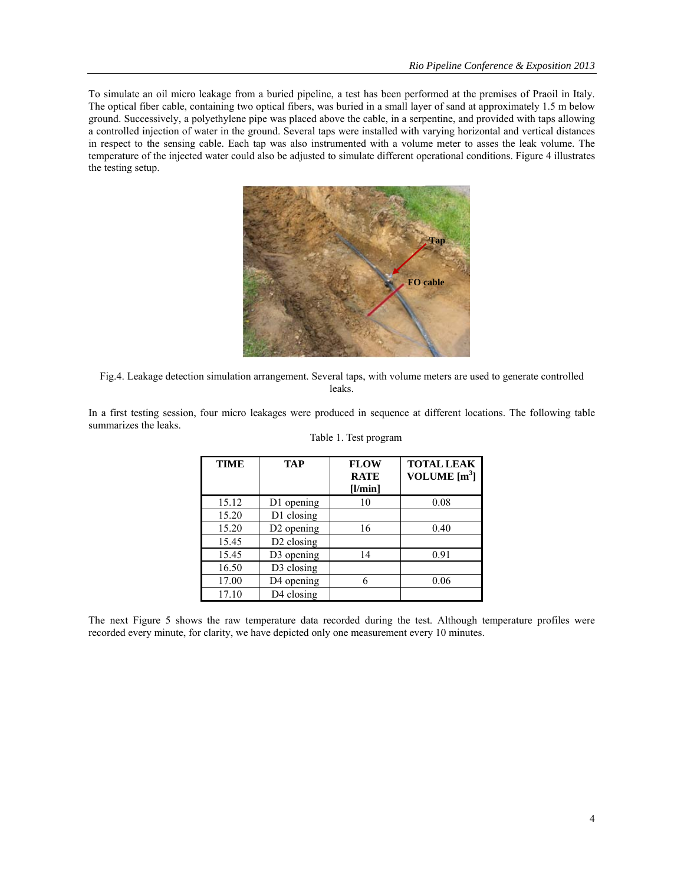To simulate an oil micro leakage from a buried pipeline, a test has been performed at the premises of Praoil in Italy. The optical fiber cable, containing two optical fibers, was buried in a small layer of sand at approximately 1.5 m below ground. Successively, a polyethylene pipe was placed above the cable, in a serpentine, and provided with taps allowing a controlled injection of water in the ground. Several taps were installed with varying horizontal and vertical distances in respect to the sensing cable. Each tap was also instrumented with a volume meter to asses the leak volume. The temperature of the injected water could also be adjusted to simulate different operational conditions. Figure 4 illustrates the testing setup.

Fig.4. Leakage detection simulation arrangement. Several taps, with volume meters are used to generate controlled leaks.

In a first testing session, four micro leakages were produced in sequence at different locations. The following table summarizes the leaks.

Table 1. Test program

| TIME | TAP | FLOW RATE [l/min] | TOTAL LEAK VOLUME [$m^3$] |
|---|---|---|---|
| 15.12 | D1 opening | 10 | 0.08 |
| 15.20 | D1 closing | | |
| 15.20 | D2 opening | 16 | 0.40 |
| 15.45 | D2 closing | | |
| 15.45 | D3 opening | 14 | 0.91 |
| 16.50 | D3 closing | | |
| 17.00 | D4 opening | 6 | 0.06 |
| 17.10 | D4 closing | | |

The next Figure 5 shows the raw temperature data recorded during the test. Although temperature profiles were recorded every minute, for clarity, we have depicted only one measurement every 10 minutes.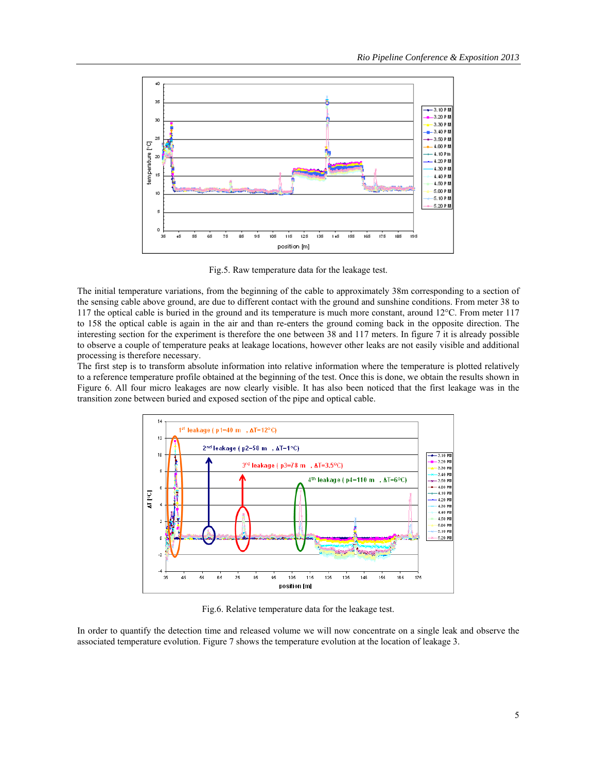Fig.5. Raw temperature data for the leakage test.

The initial temperature variations, from the beginning of the cable to approximately 38m corresponding to a section of the sensing cable above ground, are due to different contact with the ground and sunshine conditions. From meter 38 to 117 the optical cable is buried in the ground and its temperature is much more constant, around 12°C. From meter 117 to 158 the optical cable is again in the air and than re-enters the ground coming back in the opposite direction. The interesting section for the experiment is therefore the one between 38 and 117 meters. In figure 7 it is already possible to observe a couple of temperature peaks at leakage locations, however other leaks are not easily visible and additional processing is therefore necessary.

The first step is to transform absolute information into relative information where the temperature is plotted relatively to a reference temperature profile obtained at the beginning of the test. Once this is done, we obtain the results shown in Figure 6. All four micro leakages are now clearly visible. It has also been noticed that the first leakage was in the transition zone between buried and exposed section of the pipe and optical cable.

Fig.6. Relative temperature data for the leakage test.

In order to quantify the detection time and released volume we will now concentrate on a single leak and observe the associated temperature evolution. Figure 7 shows the temperature evolution at the location of leakage 3.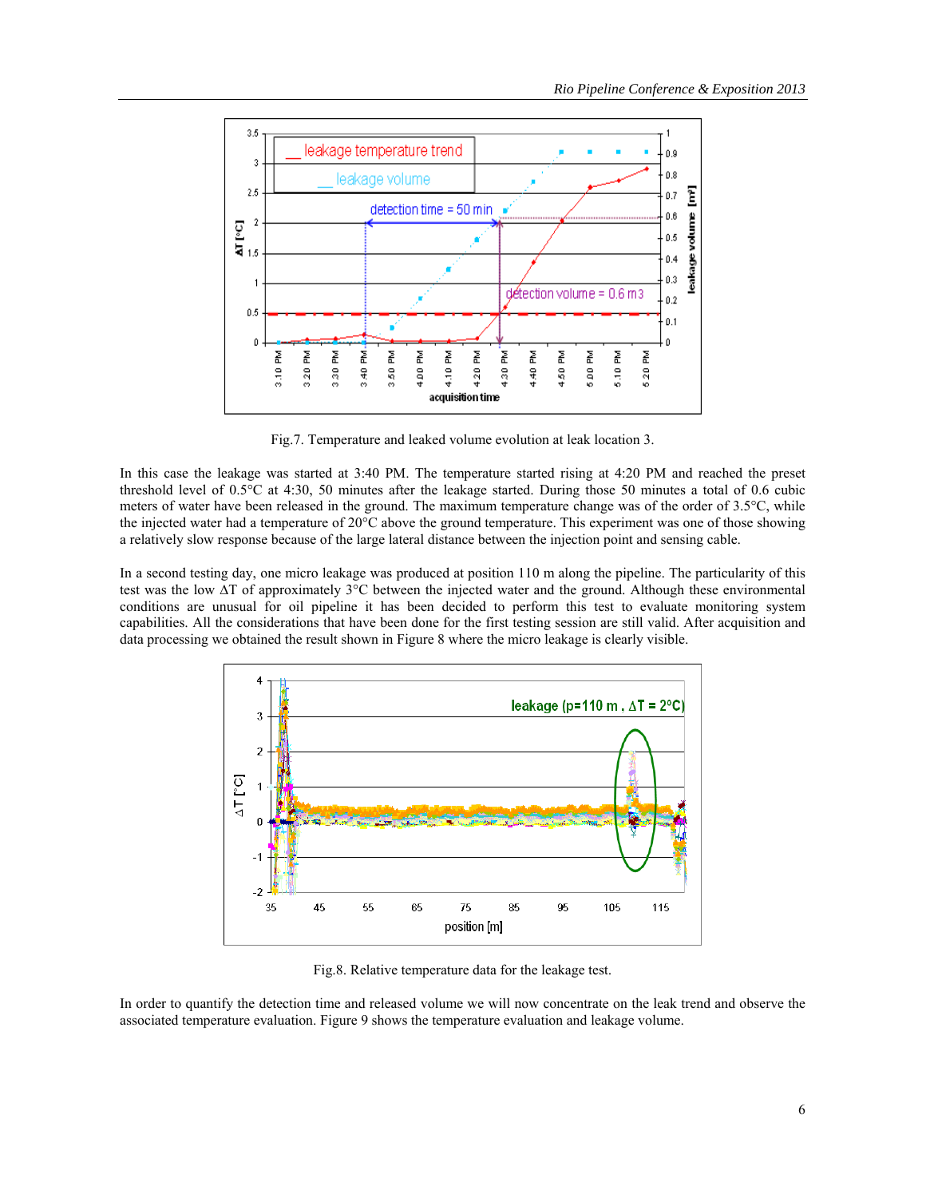Fig.7. Temperature and leaked volume evolution at leak location 3.

In this case the leakage was started at 3:40 PM. The temperature started rising at 4:20 PM and reached the preset threshold level of 0.5°C at 4:30, 50 minutes after the leakage started. During those 50 minutes a total of 0.6 cubic meters of water have been released in the ground. The maximum temperature change was of the order of 3.5°C, while the injected water had a temperature of 20°C above the ground temperature. This experiment was one of those showing a relatively slow response because of the large lateral distance between the injection point and sensing cable.

In a second testing day, one micro leakage was produced at position 110 m along the pipeline. The particularity of this test was the low ΔT of approximately 3°C between the injected water and the ground. Although these environmental conditions are unusual for oil pipeline it has been decided to perform this test to evaluate monitoring system capabilities. All the considerations that have been done for the first testing session are still valid. After acquisition and data processing we obtained the result shown in Figure 8 where the micro leakage is clearly visible.

Fig.8. Relative temperature data for the leakage test.

In order to quantify the detection time and released volume we will now concentrate on the leak trend and observe the associated temperature evaluation. Figure 9 shows the temperature evaluation and leakage volume.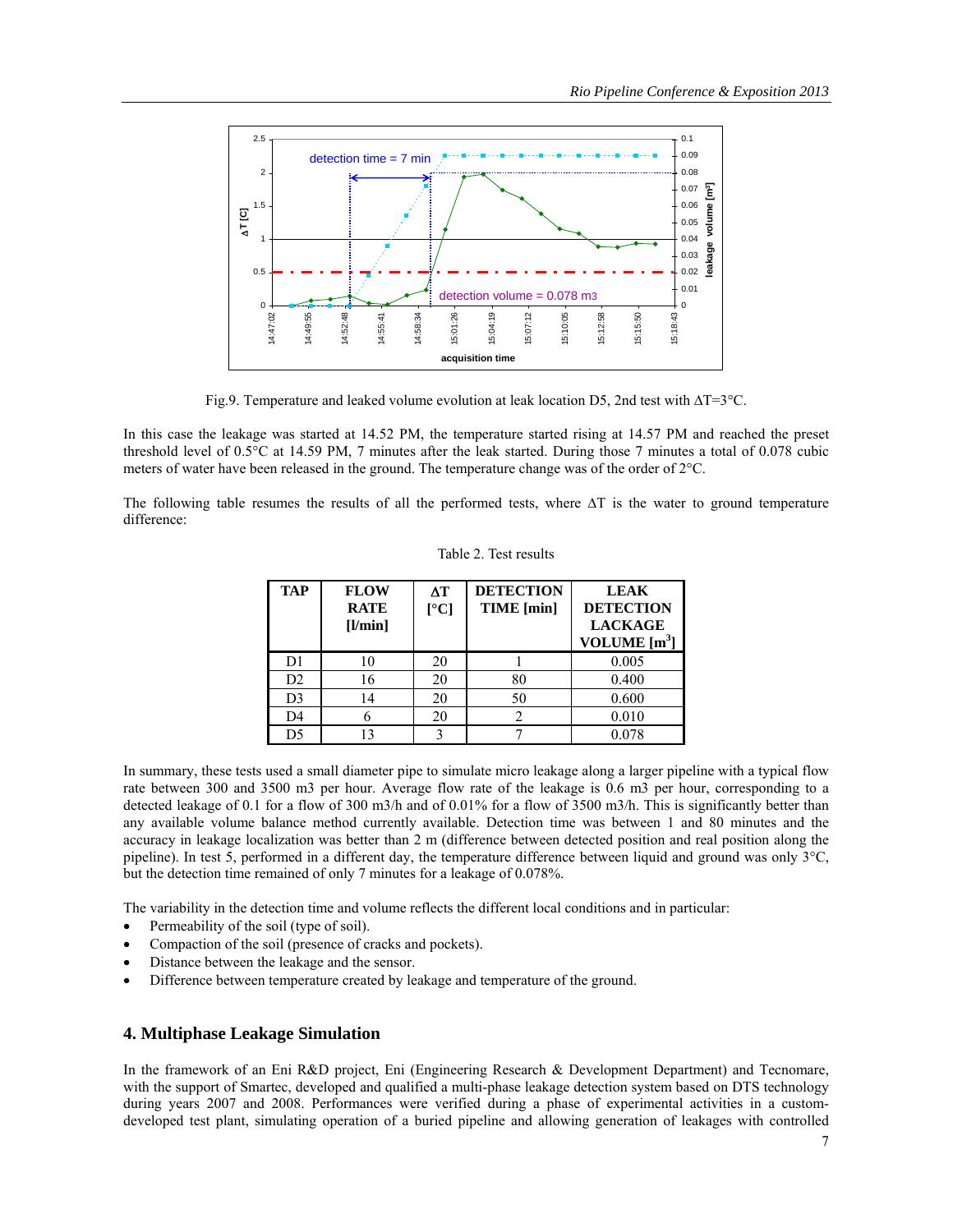Fig.9. Temperature and leaked volume evolution at leak location D5, 2nd test with ΔT=3°C.

In this case the leakage was started at 14.52 PM, the temperature started rising at 14.57 PM and reached the preset threshold level of 0.5°C at 14.59 PM, 7 minutes after the leak started. During those 7 minutes a total of 0.078 cubic meters of water have been released in the ground. The temperature change was of the order of 2°C.

The following table resumes the results of all the performed tests, where ΔT is the water to ground temperature difference:

Table 2. Test results

| TAP | FLOW RATE [l/min] | ΔT [°C] | DETECTION TIME [min] | LEAK DETECTION LACKAGE VOLUME [m$^3$] |
|---|---|---|---|---|
| D1 | 10 | 20 | 1 | 0.005 |
| D2 | 16 | 20 | 80 | 0.400 |
| D3 | 14 | 20 | 50 | 0.600 |
| D4 | 6 | 20 | 2 | 0.010 |
| D5 | 13 | 3 | 7 | 0.078 |

In summary, these tests used a small diameter pipe to simulate micro leakage along a larger pipeline with a typical flow rate between 300 and 3500 m3 per hour. Average flow rate of the leakage is 0.6 m3 per hour, corresponding to a detected leakage of 0.1 for a flow of 300 m3/h and of 0.01% for a flow of 3500 m3/h. This is significantly better than any available volume balance method currently available. Detection time was between 1 and 80 minutes and the accuracy in leakage localization was better than 2 m (difference between detected position and real position along the pipeline). In test 5, performed in a different day, the temperature difference between liquid and ground was only 3°C, but the detection time remained of only 7 minutes for a leakage of 0.078%.

The variability in the detection time and volume reflects the different local conditions and in particular:

- Permeability of the soil (type of soil).
- Compaction of the soil (presence of cracks and pockets).
- Distance between the leakage and the sensor.
- Difference between temperature created by leakage and temperature of the ground.

## 4. Multiphase Leakage Simulation

In the framework of an Eni R&D project, Eni (Engineering Research & Development Department) and Tecnomare, with the support of Smartec, developed and qualified a multi-phase leakage detection system based on DTS technology during years 2007 and 2008. Performances were verified during a phase of experimental activities in a custom-developed test plant, simulating operation of a buried pipeline and allowing generation of leakages with controlled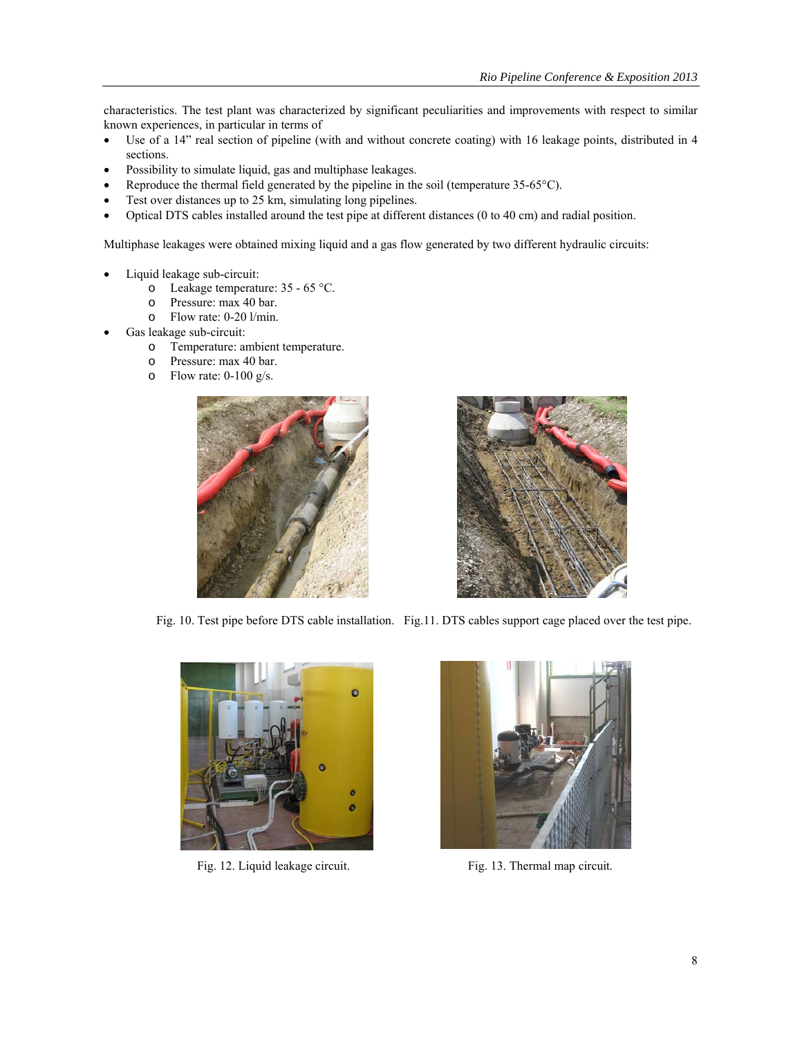characteristics. The test plant was characterized by significant peculiarities and improvements with respect to similar known experiences, in particular in terms of

- Use of a 14” real section of pipeline (with and without concrete coating) with 16 leakage points, distributed in 4 sections.
- Possibility to simulate liquid, gas and multiphase leakages.
- Reproduce the thermal field generated by the pipeline in the soil (temperature 35-65°C).
- Test over distances up to 25 km, simulating long pipelines.
- Optical DTS cables installed around the test pipe at different distances (0 to 40 cm) and radial position.

Multiphase leakages were obtained mixing liquid and a gas flow generated by two different hydraulic circuits:

- Liquid leakage sub-circuit:
  - Leakage temperature: 35 - 65 °C.
  - Pressure: max 40 bar.
  - Flow rate: 0-20 l/min.
- Gas leakage sub-circuit:
  - Temperature: ambient temperature.
  - Pressure: max 40 bar.
  - Flow rate: 0-100 g/s.

Fig. 10. Test pipe before DTS cable installation.

Fig.11. DTS cables support cage placed over the test pipe.

Fig. 12. Liquid leakage circuit.

Fig. 13. Thermal map circuit.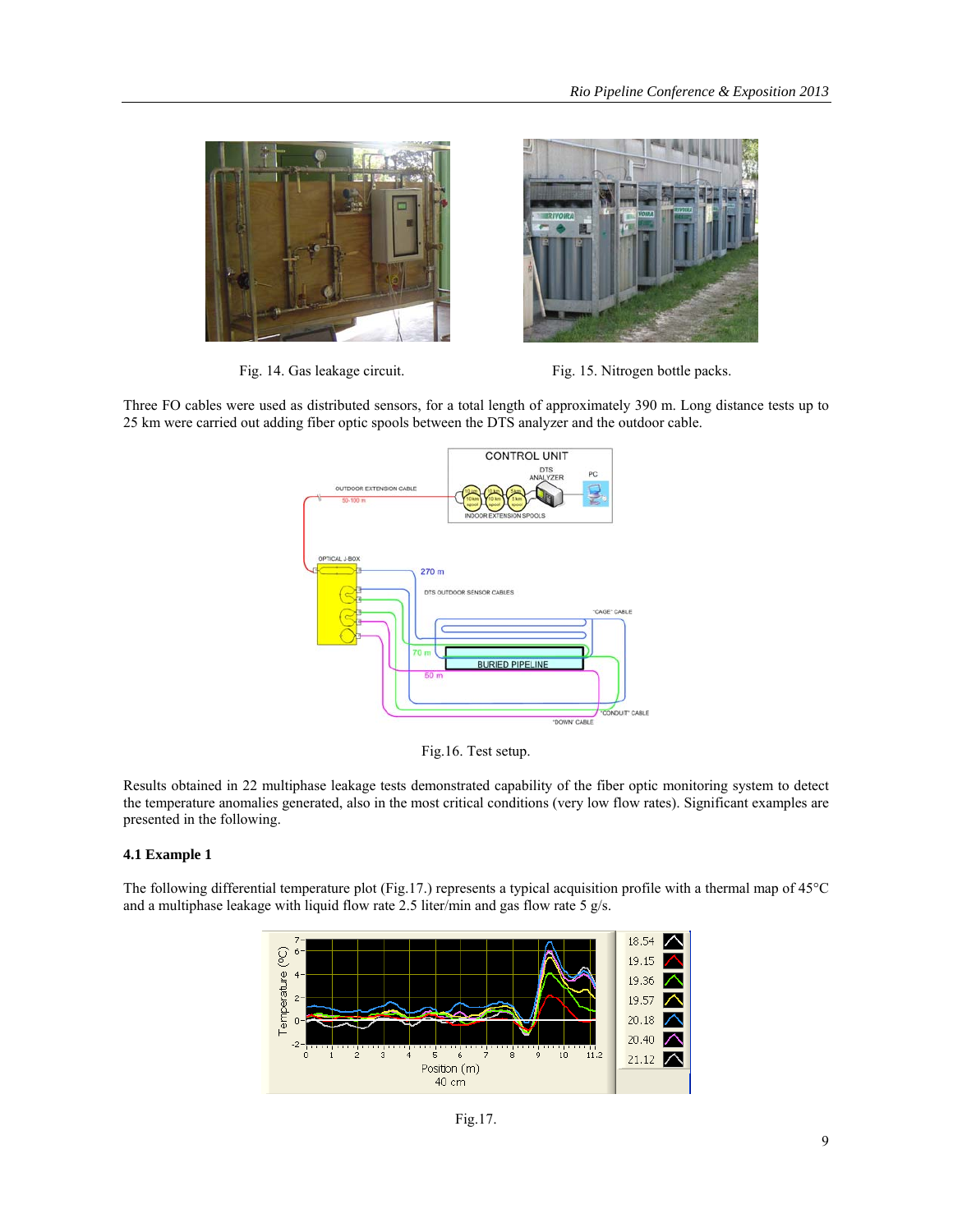Fig. 14. Gas leakage circuit.

Fig. 15. Nitrogen bottle packs.

Three FO cables were used as distributed sensors, for a total length of approximately 390 m. Long distance tests up to 25 km were carried out adding fiber optic spools between the DTS analyzer and the outdoor cable.

Fig.16. Test setup.

Results obtained in 22 multiphase leakage tests demonstrated capability of the fiber optic monitoring system to detect the temperature anomalies generated, also in the most critical conditions (very low flow rates). Significant examples are presented in the following.

### 4.1 Example 1

The following differential temperature plot (Fig.17.) represents a typical acquisition profile with a thermal map of 45°C and a multiphase leakage with liquid flow rate 2.5 liter/min and gas flow rate 5 g/s.

Fig.17.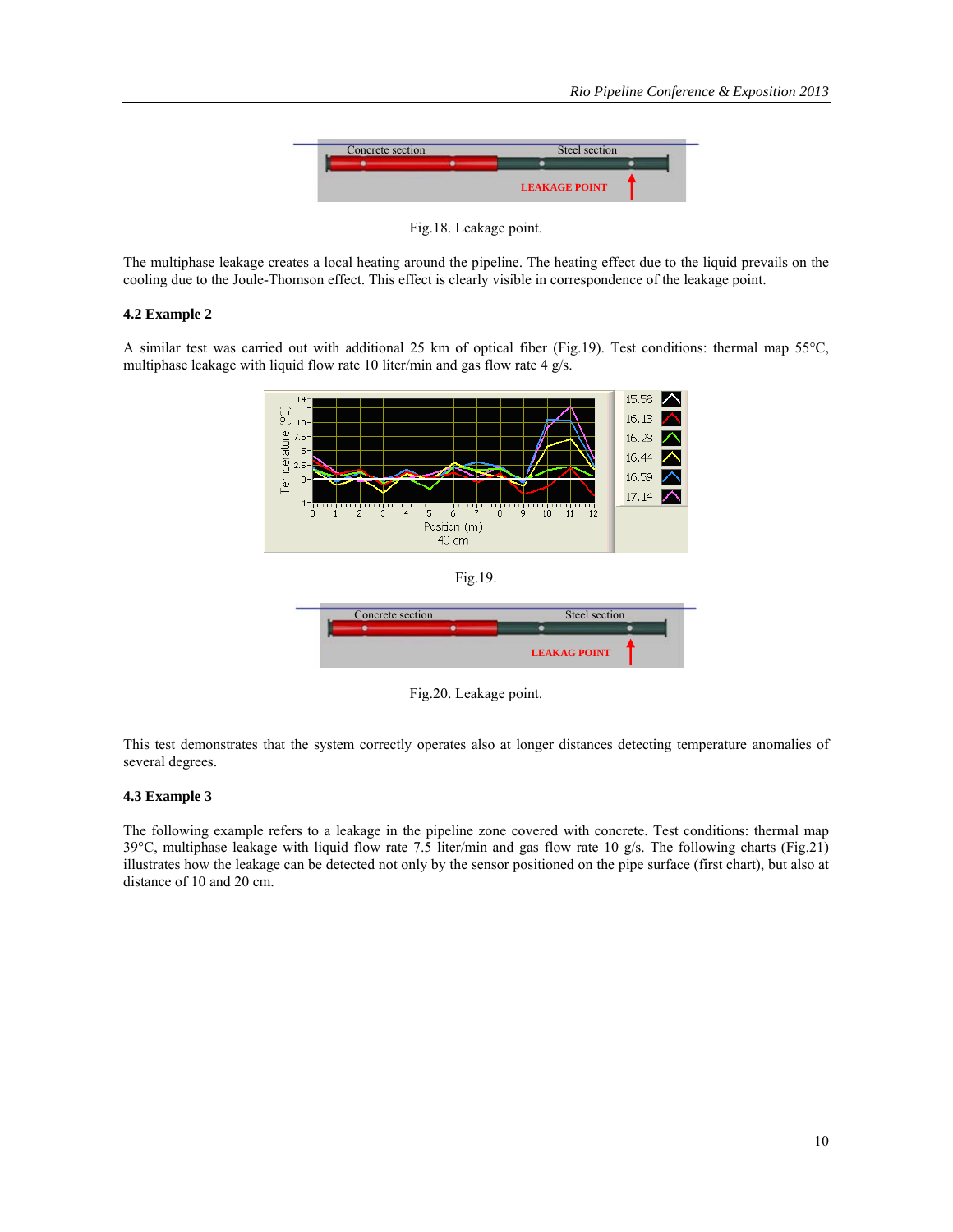Fig.18. Leakage point.

The multiphase leakage creates a local heating around the pipeline. The heating effect due to the liquid prevails on the cooling due to the Joule-Thomson effect. This effect is clearly visible in correspondence of the leakage point.

### 4.2 Example 2

A similar test was carried out with additional 25 km of optical fiber (Fig.19). Test conditions: thermal map 55°C, multiphase leakage with liquid flow rate 10 liter/min and gas flow rate 4 g/s.

Fig.19.

Fig.20. Leakage point.

This test demonstrates that the system correctly operates also at longer distances detecting temperature anomalies of several degrees.

### 4.3 Example 3

The following example refers to a leakage in the pipeline zone covered with concrete. Test conditions: thermal map 39°C, multiphase leakage with liquid flow rate 7.5 liter/min and gas flow rate 10 g/s. The following charts (Fig.21) illustrates how the leakage can be detected not only by the sensor positioned on the pipe surface (first chart), but also at distance of 10 and 20 cm.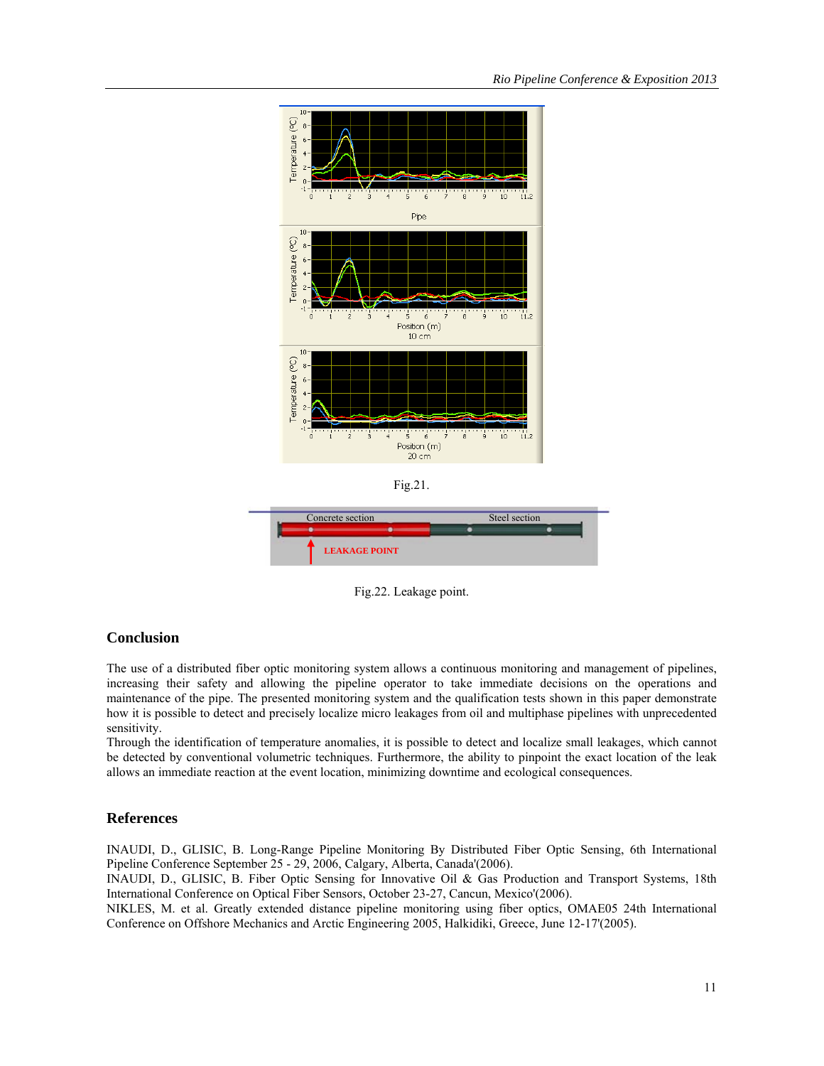Temperature (ºC)

10
8
6
4
2
0
-1

0 1 2 3 4 5 6 7 8 9 10 11.2

Pipe

Temperature (ºC)

10
8
6
4
2
0
-1

0 1 2 3 4 5 6 7 8 9 10 11.2

Position (m)

10 cm

Temperature (ºC)

10
8
6
4
2
0
-1

0 1 2 3 4 5 6 7 8 9 10 11.2

Position (m)

20 cm

Fig.21.

Concrete section

Steel section

LEAKAGE POINT

Fig.22. Leakage point.

## Conclusion

The use of a distributed fiber optic monitoring system allows a continuous monitoring and management of pipelines, increasing their safety and allowing the pipeline operator to take immediate decisions on the operations and maintenance of the pipe. The presented monitoring system and the qualification tests shown in this paper demonstrate how it is possible to detect and precisely localize micro leakages from oil and multiphase pipelines with unprecedented sensitivity.

Through the identification of temperature anomalies, it is possible to detect and localize small leakages, which cannot be detected by conventional volumetric techniques. Furthermore, the ability to pinpoint the exact location of the leak allows an immediate reaction at the event location, minimizing downtime and ecological consequences.

## References

INAUDI, D., GLISIC, B. Long-Range Pipeline Monitoring By Distributed Fiber Optic Sensing, 6th International Pipeline Conference September 25 - 29, 2006, Calgary, Alberta, Canada'(2006).

INAUDI, D., GLISIC, B. Fiber Optic Sensing for Innovative Oil & Gas Production and Transport Systems, 18th International Conference on Optical Fiber Sensors, October 23-27, Cancun, Mexico'(2006).

NIKLES, M. et al. Greatly extended distance pipeline monitoring using fiber optics, OMAE05 24th International Conference on Offshore Mechanics and Arctic Engineering 2005, Halkidiki, Greece, June 12-17'(2005).